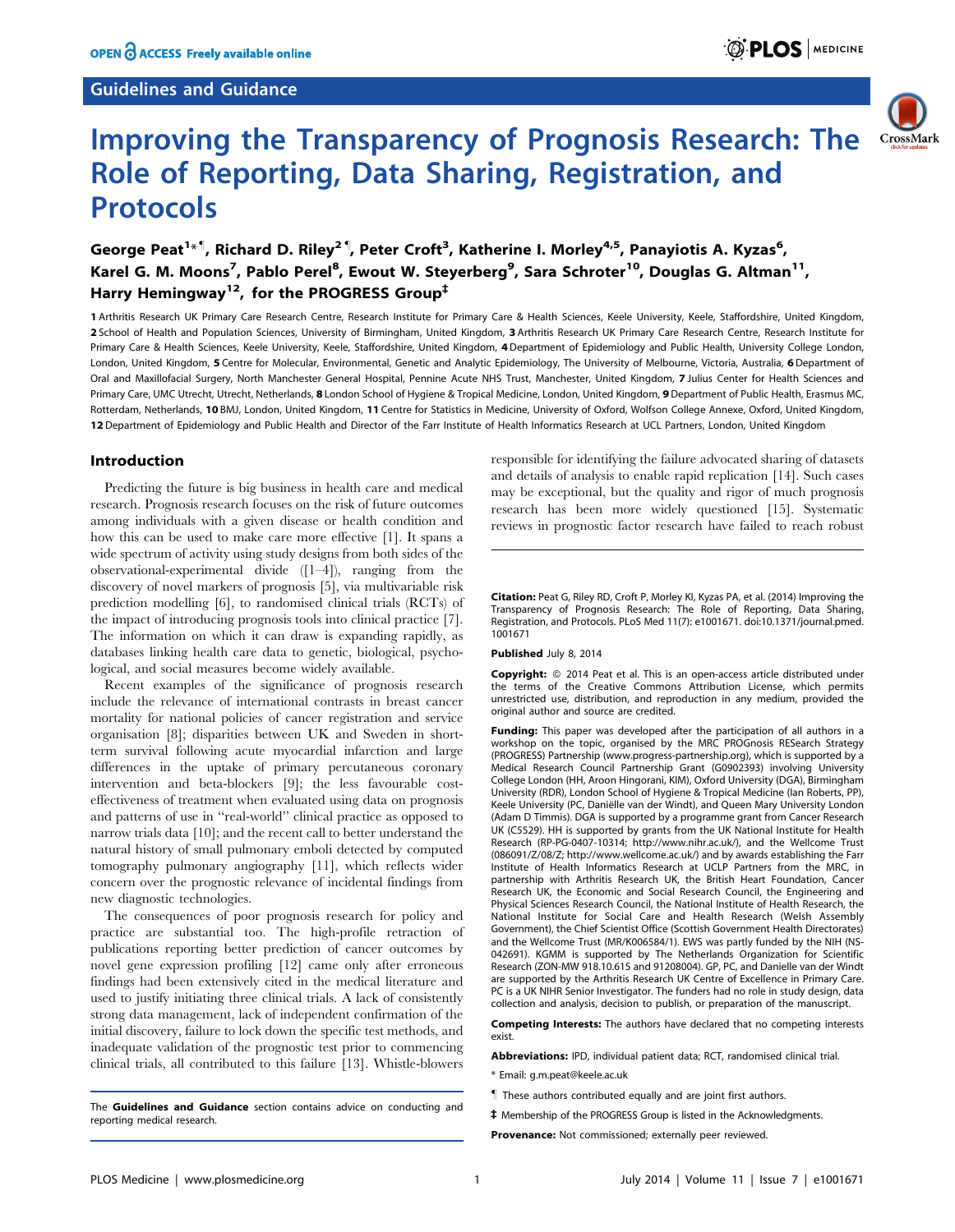Guidelines and Guidance

# Improving the Transparency of Prognosis Research: The Role of Reporting, Data Sharing, Registration, and Protocols

**George Peat[1]*¶, Richard D. Riley[2]¶, Peter Croft[3], Katherine I. Morley[4,5], Panayiotis A. Kyzas[6], Karel G. M. Moons[7], Pablo Perel[8], Ewout W. Steyerberg[9], Sara Schroter[10], Douglas G. Altman[11], Harry Hemingway[12], for the PROGRESS Group‡**

1 Arthritis Research UK Primary Care Research Centre, Research Institute for Primary Care & Health Sciences, Keele University, Keele, Staffordshire, United Kingdom, 2 School of Health and Population Sciences, University of Birmingham, United Kingdom, 3 Arthritis Research UK Primary Care Research Centre, Research Institute for Primary Care & Health Sciences, Keele University, Keele, Staffordshire, United Kingdom, 4 Department of Epidemiology and Public Health, University College London, London, United Kingdom, 5 Centre for Molecular, Environmental, Genetic and Analytic Epidemiology, The University of Melbourne, Victoria, Australia, 6 Department of Oral and Maxillofacial Surgery, North Manchester General Hospital, Pennine Acute NHS Trust, Manchester, United Kingdom, 7 Julius Center for Health Sciences and Primary Care, UMC Utrecht, Utrecht, Netherlands, 8 London School of Hygiene & Tropical Medicine, London, United Kingdom, 9 Department of Public Health, Erasmus MC, Rotterdam, Netherlands, 10 BMJ, London, United Kingdom, 11 Centre for Statistics in Medicine, University of Oxford, Wolfson College Annexe, Oxford, United Kingdom, 12 Department of Epidemiology and Public Health and Director of the Farr Institute of Health Informatics Research at UCL Partners, London, United Kingdom

## Introduction

Predicting the future is big business in health care and medical research. Prognosis research focuses on the risk of future outcomes among individuals with a given disease or health condition and how this can be used to make care more effective [1]. It spans a wide spectrum of activity using study designs from both sides of the observational-experimental divide ([1–4]), ranging from the discovery of novel markers of prognosis [5], via multivariable risk prediction modelling [6], to randomised clinical trials (RCTs) of the impact of introducing prognosis tools into clinical practice [7]. The information on which it can draw is expanding rapidly, as databases linking health care data to genetic, biological, psychological, and social measures become widely available.

Recent examples of the significance of prognosis research include the relevance of international contrasts in breast cancer mortality for national policies of cancer registration and service organisation [8]; disparities between UK and Sweden in short-term survival following acute myocardial infarction and large differences in the uptake of primary percutaneous coronary intervention and beta-blockers [9]; the less favourable cost-effectiveness of treatment when evaluated using data on prognosis and patterns of use in "real-world" clinical practice as opposed to narrow trials data [10]; and the recent call to better understand the natural history of small pulmonary emboli detected by computed tomography pulmonary angiography [11], which reflects wider concern over the prognostic relevance of incidental findings from new diagnostic technologies.

The consequences of poor prognosis research for policy and practice are substantial too. The high-profile retraction of publications reporting better prediction of cancer outcomes by novel gene expression profiling [12] came only after erroneous findings had been extensively cited in the medical literature and used to justify initiating three clinical trials. A lack of consistently strong data management, lack of independent confirmation of the initial discovery, failure to lock down the specific test methods, and inadequate validation of the prognostic test prior to commencing clinical trials, all contributed to this failure [13]. Whistle-blowers responsible for identifying the failure advocated sharing of datasets and details of analysis to enable rapid replication [14]. Such cases may be exceptional, but the quality and rigor of much prognosis research has been more widely questioned [15]. Systematic reviews in prognostic factor research have failed to reach robust

The **Guidelines and Guidance** section contains advice on conducting and reporting medical research.

**Citation:** Peat G, Riley RD, Croft P, Morley KI, Kyzas PA, et al. (2014) Improving the Transparency of Prognosis Research: The Role of Reporting, Data Sharing, Registration, and Protocols. PLoS Med 11(7): e1001671. doi:10.1371/journal.pmed.1001671

**Published** July 8, 2014

**Copyright:** © 2014 Peat et al. This is an open-access article distributed under the terms of the Creative Commons Attribution License, which permits unrestricted use, distribution, and reproduction in any medium, provided the original author and source are credited.

**Funding:** This paper was developed after the participation of all authors in a workshop on the topic, organised by the MRC PROGnosis RESearch Strategy (PROGRESS) Partnership (www.progress-partnership.org), which is supported by a Medical Research Council Partnership Grant (G0902393) involving University College London (HH, Aroon Hingorani, KIM), Oxford University (DGA), Birmingham University (RDR), London School of Hygiene & Tropical Medicine (Ian Roberts, PP), Keele University (PC, Daniëlle van der Windt), and Queen Mary University London (Adam D Timmis). DGA is supported by a programme grant from Cancer Research UK (C5529). HH is supported by grants from the UK National Institute for Health Research (RP-PG-0407-10314; http://www.nihr.ac.uk/), and the Wellcome Trust (086091/Z/08/Z; http://www.wellcome.ac.uk/) and by awards establishing the Farr Institute of Health Informatics Research at UCLP Partners from the MRC, in partnership with Arthritis Research UK, the British Heart Foundation, Cancer Research UK, the Economic and Social Research Council, the Engineering and Physical Sciences Research Council, the National Institute of Health Research, the National Institute for Social Care and Health Research (Welsh Assembly Government), the Chief Scientist Office (Scottish Government Health Directorates) and the Wellcome Trust (MR/K006584/1). EWS was partly funded by the NIH (NS-042691). KGMM is supported by The Netherlands Organization for Scientific Research (ZON-MW 918.10.615 and 91208004). GP, PC, and Danielle van der Windt are supported by the Arthritis Research UK Centre of Excellence in Primary Care. PC is a UK NIHR Senior Investigator. The funders had no role in study design, data collection and analysis, decision to publish, or preparation of the manuscript.

**Competing Interests:** The authors have declared that no competing interests exist.

**Abbreviations:** IPD, individual patient data; RCT, randomised clinical trial.

* Email: g.m.peat@keele.ac.uk

¶ These authors contributed equally and are joint first authors.

‡ Membership of the PROGRESS Group is listed in the Acknowledgments.

**Provenance:** Not commissioned; externally peer reviewed.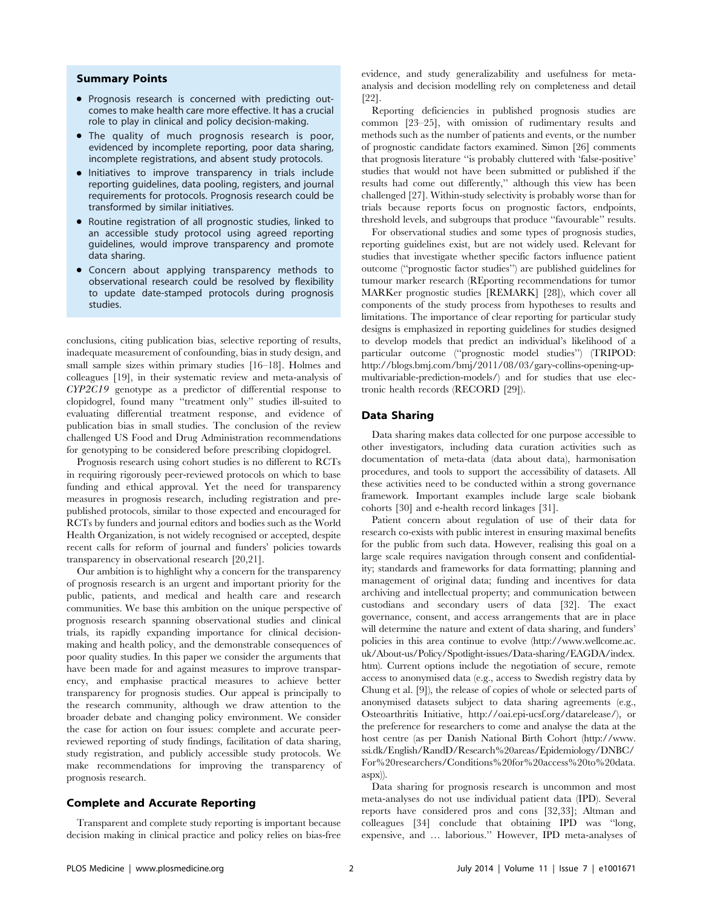### Summary Points

- Prognosis research is concerned with predicting outcomes to make health care more effective. It has a crucial role to play in clinical and policy decision-making.
- The quality of much prognosis research is poor, evidenced by incomplete reporting, poor data sharing, incomplete registrations, and absent study protocols.
- Initiatives to improve transparency in trials include reporting guidelines, data pooling, registers, and journal requirements for protocols. Prognosis research could be transformed by similar initiatives.
- Routine registration of all prognostic studies, linked to an accessible study protocol using agreed reporting guidelines, would improve transparency and promote data sharing.
- Concern about applying transparency methods to observational research could be resolved by flexibility to update date-stamped protocols during prognosis studies.

conclusions, citing publication bias, selective reporting of results, inadequate measurement of confounding, bias in study design, and small sample sizes within primary studies [16–18]. Holmes and colleagues [19], in their systematic review and meta-analysis of *CYP2C19* genotype as a predictor of differential response to clopidogrel, found many "treatment only" studies ill-suited to evaluating differential treatment response, and evidence of publication bias in small studies. The conclusion of the review challenged US Food and Drug Administration recommendations for genotyping to be considered before prescribing clopidogrel.

Prognosis research using cohort studies is no different to RCTs in requiring rigorously peer-reviewed protocols on which to base funding and ethical approval. Yet the need for transparency measures in prognosis research, including registration and pre-published protocols, similar to those expected and encouraged for RCTs by funders and journal editors and bodies such as the World Health Organization, is not widely recognised or accepted, despite recent calls for reform of journal and funders' policies towards transparency in observational research [20,21].

Our ambition is to highlight why a concern for the transparency of prognosis research is an urgent and important priority for the public, patients, and medical and health care and research communities. We base this ambition on the unique perspective of prognosis research spanning observational studies and clinical trials, its rapidly expanding importance for clinical decision-making and health policy, and the demonstrable consequences of poor quality studies. In this paper we consider the arguments that have been made for and against measures to improve transparency, and emphasise practical measures to achieve better transparency for prognosis studies. Our appeal is principally to the research community, although we draw attention to the broader debate and changing policy environment. We consider the case for action on four issues: complete and accurate peer-reviewed reporting of study findings, facilitation of data sharing, study registration, and publicly accessible study protocols. We make recommendations for improving the transparency of prognosis research.

## Complete and Accurate Reporting

Transparent and complete study reporting is important because decision making in clinical practice and policy relies on bias-free evidence, and study generalizability and usefulness for meta-analysis and decision modelling rely on completeness and detail [22].

Reporting deficiencies in published prognosis studies are common [23–25], with omission of rudimentary results and methods such as the number of patients and events, or the number of prognostic candidate factors examined. Simon [26] comments that prognosis literature "is probably cluttered with 'false-positive' studies that would not have been submitted or published if the results had come out differently," although this view has been challenged [27]. Within-study selectivity is probably worse than for trials because reports focus on prognostic factors, endpoints, threshold levels, and subgroups that produce "favourable" results.

For observational studies and some types of prognosis studies, reporting guidelines exist, but are not widely used. Relevant for studies that investigate whether specific factors influence patient outcome ("prognostic factor studies") are published guidelines for tumour marker research (REporting recommendations for tumor MARKer prognostic studies [REMARK] [28]), which cover all components of the study process from hypotheses to results and limitations. The importance of clear reporting for particular study designs is emphasized in reporting guidelines for studies designed to develop models that predict an individual's likelihood of a particular outcome ("prognostic model studies") (TRIPOD: http://blogs.bmj.com/bmj/2011/08/03/gary-collins-opening-up-multivariable-prediction-models/) and for studies that use electronic health records (RECORD [29]).

## Data Sharing

Data sharing makes data collected for one purpose accessible to other investigators, including data curation activities such as documentation of meta-data (data about data), harmonisation procedures, and tools to support the accessibility of datasets. All these activities need to be conducted within a strong governance framework. Important examples include large scale biobank cohorts [30] and e-health record linkages [31].

Patient concern about regulation of use of their data for research co-exists with public interest in ensuring maximal benefits for the public from such data. However, realising this goal on a large scale requires navigation through consent and confidentiality; standards and frameworks for data formatting; planning and management of original data; funding and incentives for data archiving and intellectual property; and communication between custodians and secondary users of data [32]. The exact governance, consent, and access arrangements that are in place will determine the nature and extent of data sharing, and funders' policies in this area continue to evolve (http://www.wellcome.ac.uk/About-us/Policy/Spotlight-issues/Data-sharing/EAGDA/index.htm). Current options include the negotiation of secure, remote access to anonymised data (e.g., access to Swedish registry data by Chung et al. [9]), the release of copies of whole or selected parts of anonymised datasets subject to data sharing agreements (e.g., Osteoarthritis Initiative, http://oai.epi-ucsf.org/datarelease/), or the preference for researchers to come and analyse the data at the host centre (as per Danish National Birth Cohort (http://www.ssi.dk/English/RandD/Research%20areas/Epidemiology/DNBC/For%20researchers/Conditions%20for%20access%20to%20data.aspx)).

Data sharing for prognosis research is uncommon and most meta-analyses do not use individual patient data (IPD). Several reports have considered pros and cons [32,33]; Altman and colleagues [34] conclude that obtaining IPD was "long, expensive, and … laborious." However, IPD meta-analyses of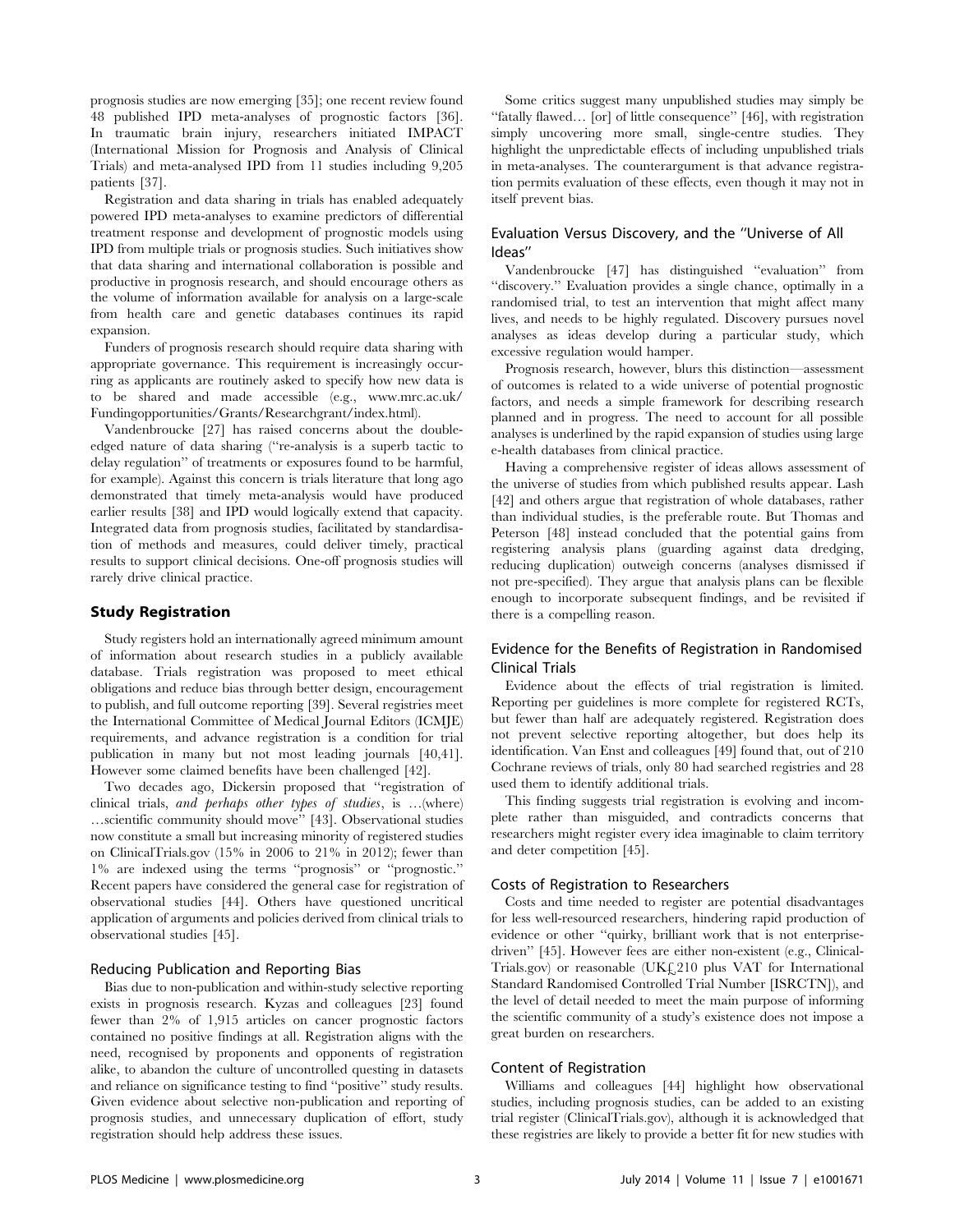prognosis studies are now emerging [35]; one recent review found 48 published IPD meta-analyses of prognostic factors [36]. In traumatic brain injury, researchers initiated IMPACT (International Mission for Prognosis and Analysis of Clinical Trials) and meta-analysed IPD from 11 studies including 9,205 patients [37].

Registration and data sharing in trials has enabled adequately powered IPD meta-analyses to examine predictors of differential treatment response and development of prognostic models using IPD from multiple trials or prognosis studies. Such initiatives show that data sharing and international collaboration is possible and productive in prognosis research, and should encourage others as the volume of information available for analysis on a large-scale from health care and genetic databases continues its rapid expansion.

Funders of prognosis research should require data sharing with appropriate governance. This requirement is increasingly occurring as applicants are routinely asked to specify how new data is to be shared and made accessible (e.g., www.mrc.ac.uk/Fundingopportunities/Grants/Researchgrant/index.html).

Vandenbroucke [27] has raised concerns about the double-edged nature of data sharing ("re-analysis is a superb tactic to delay regulation" of treatments or exposures found to be harmful, for example). Against this concern is trials literature that long ago demonstrated that timely meta-analysis would have produced earlier results [38] and IPD would logically extend that capacity. Integrated data from prognosis studies, facilitated by standardisation of methods and measures, could deliver timely, practical results to support clinical decisions. One-off prognosis studies will rarely drive clinical practice.

## Study Registration

Study registers hold an internationally agreed minimum amount of information about research studies in a publicly available database. Trials registration was proposed to meet ethical obligations and reduce bias through better design, encouragement to publish, and full outcome reporting [39]. Several registries meet the International Committee of Medical Journal Editors (ICMJE) requirements, and advance registration is a condition for trial publication in many but not most leading journals [40,41]. However some claimed benefits have been challenged [42].

Two decades ago, Dickersin proposed that "registration of clinical trials, *and perhaps other types of studies*, is …(where) …scientific community should move" [43]. Observational studies now constitute a small but increasing minority of registered studies on ClinicalTrials.gov (15% in 2006 to 21% in 2012); fewer than 1% are indexed using the terms "prognosis" or "prognostic." Recent papers have considered the general case for registration of observational studies [44]. Others have questioned uncritical application of arguments and policies derived from clinical trials to observational studies [45].

### Reducing Publication and Reporting Bias

Bias due to non-publication and within-study selective reporting exists in prognosis research. Kyzas and colleagues [23] found fewer than 2% of 1,915 articles on cancer prognostic factors contained no positive findings at all. Registration aligns with the need, recognised by proponents and opponents of registration alike, to abandon the culture of uncontrolled questing in datasets and reliance on significance testing to find "positive" study results. Given evidence about selective non-publication and reporting of prognosis studies, and unnecessary duplication of effort, study registration should help address these issues.

Some critics suggest many unpublished studies may simply be "fatally flawed… [or] of little consequence" [46], with registration simply uncovering more small, single-centre studies. They highlight the unpredictable effects of including unpublished trials in meta-analyses. The counterargument is that advance registration permits evaluation of these effects, even though it may not in itself prevent bias.

### Evaluation Versus Discovery, and the "Universe of All Ideas"

Vandenbroucke [47] has distinguished "evaluation" from "discovery." Evaluation provides a single chance, optimally in a randomised trial, to test an intervention that might affect many lives, and needs to be highly regulated. Discovery pursues novel analyses as ideas develop during a particular study, which excessive regulation would hamper.

Prognosis research, however, blurs this distinction—assessment of outcomes is related to a wide universe of potential prognostic factors, and needs a simple framework for describing research planned and in progress. The need to account for all possible analyses is underlined by the rapid expansion of studies using large e-health databases from clinical practice.

Having a comprehensive register of ideas allows assessment of the universe of studies from which published results appear. Lash [42] and others argue that registration of whole databases, rather than individual studies, is the preferable route. But Thomas and Peterson [48] instead concluded that the potential gains from registering analysis plans (guarding against data dredging, reducing duplication) outweigh concerns (analyses dismissed if not pre-specified). They argue that analysis plans can be flexible enough to incorporate subsequent findings, and be revisited if there is a compelling reason.

### Evidence for the Benefits of Registration in Randomised Clinical Trials

Evidence about the effects of trial registration is limited. Reporting per guidelines is more complete for registered RCTs, but fewer than half are adequately registered. Registration does not prevent selective reporting altogether, but does help its identification. Van Enst and colleagues [49] found that, out of 210 Cochrane reviews of trials, only 80 had searched registries and 28 used them to identify additional trials.

This finding suggests trial registration is evolving and incomplete rather than misguided, and contradicts concerns that researchers might register every idea imaginable to claim territory and deter competition [45].

### Costs of Registration to Researchers

Costs and time needed to register are potential disadvantages for less well-resourced researchers, hindering rapid production of evidence or other "quirky, brilliant work that is not enterprise-driven" [45]. However fees are either non-existent (e.g., ClinicalTrials.gov) or reasonable (UK£210 plus VAT for International Standard Randomised Controlled Trial Number [ISRCTN]), and the level of detail needed to meet the main purpose of informing the scientific community of a study's existence does not impose a great burden on researchers.

### Content of Registration

Williams and colleagues [44] highlight how observational studies, including prognosis studies, can be added to an existing trial register (ClinicalTrials.gov), although it is acknowledged that these registries are likely to provide a better fit for new studies with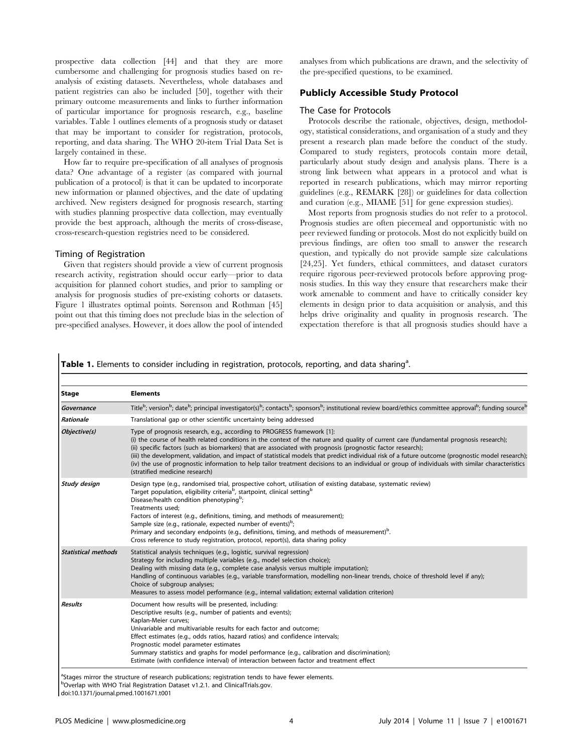prospective data collection [44] and that they are more cumbersome and challenging for prognosis studies based on re-analysis of existing datasets. Nevertheless, whole databases and patient registries can also be included [50], together with their primary outcome measurements and links to further information of particular importance for prognosis research, e.g., baseline variables. Table 1 outlines elements of a prognosis study or dataset that may be important to consider for registration, protocols, reporting, and data sharing. The WHO 20-item Trial Data Set is largely contained in these.

How far to require pre-specification of all analyses of prognosis data? One advantage of a register (as compared with journal publication of a protocol) is that it can be updated to incorporate new information or planned objectives, and the date of updating archived. New registers designed for prognosis research, starting with studies planning prospective data collection, may eventually provide the best approach, although the merits of cross-disease, cross-research-question registries need to be considered.

### Timing of Registration

Given that registers should provide a view of current prognosis research activity, registration should occur early—prior to data acquisition for planned cohort studies, and prior to sampling or analysis for prognosis studies of pre-existing cohorts or datasets. Figure 1 illustrates optimal points. Sørenson and Rothman [45] point out that this timing does not preclude bias in the selection of pre-specified analyses. However, it does allow the pool of intended analyses from which publications are drawn, and the selectivity of the pre-specified questions, to be examined.

## Publicly Accessible Study Protocol

### The Case for Protocols

Protocols describe the rationale, objectives, design, methodology, statistical considerations, and organisation of a study and they present a research plan made before the conduct of the study. Compared to study registers, protocols contain more detail, particularly about study design and analysis plans. There is a strong link between what appears in a protocol and what is reported in research publications, which may mirror reporting guidelines (e.g., REMARK [28]) or guidelines for data collection and curation (e.g., MIAME [51] for gene expression studies).

Most reports from prognosis studies do not refer to a protocol. Prognosis studies are often piecemeal and opportunistic with no peer reviewed funding or protocols. Most do not explicitly build on previous findings, are often too small to answer the research question, and typically do not provide sample size calculations [24,25]. Yet funders, ethical committees, and dataset curators require rigorous peer-reviewed protocols before approving prognosis studies. In this way they ensure that researchers make their work amenable to comment and have to critically consider key elements in design prior to data acquisition or analysis, and this helps drive originality and quality in prognosis research. The expectation therefore is that all prognosis studies should have a

**Table 1.** Elements to consider including in registration, protocols, reporting, and data sharing[a].

| Stage | Elements |
|---|---|
| *Governance* | Title[b]; version[b]; date[b]; principal investigator(s)[b]; contacts[b]; sponsors[b]; institutional review board/ethics committee approval[b]; funding source[b] |
| *Rationale* | Translational gap or other scientific uncertainty being addressed |
| *Objective(s)* | Type of prognosis research, e.g., according to PROGRESS framework [1]:<br>(i) the course of health related conditions in the context of the nature and quality of current care (fundamental prognosis research);<br>(ii) specific factors (such as biomarkers) that are associated with prognosis (prognostic factor research);<br>(iii) the development, validation, and impact of statistical models that predict individual risk of a future outcome (prognostic model research);<br>(iv) the use of prognostic information to help tailor treatment decisions to an individual or group of individuals with similar characteristics (stratified medicine research) |
| *Study design* | Design type (e.g., randomised trial, prospective cohort, utilisation of existing database, systematic review)<br>Target population, eligibility criteria[b], startpoint, clinical setting[b]<br>Disease/health condition phenotyping[b];<br>Treatments used;<br>Factors of interest (e.g., definitions, timing, and methods of measurement);<br>Sample size (e.g., rationale, expected number of events)[b];<br>Primary and secondary endpoints (e.g., definitions, timing, and methods of measurement)[b].<br>Cross reference to study registration, protocol, report(s), data sharing policy |
| *Statistical methods* | Statistical analysis techniques (e.g., logistic, survival regression)<br>Strategy for including multiple variables (e.g., model selection choice);<br>Dealing with missing data (e.g., complete case analysis versus multiple imputation);<br>Handling of continuous variables (e.g., variable transformation, modelling non-linear trends, choice of threshold level if any);<br>Choice of subgroup analyses;<br>Measures to assess model performance (e.g., internal validation; external validation criterion) |
| *Results* | Document how results will be presented, including:<br>Descriptive results (e.g., number of patients and events);<br>Kaplan-Meier curves;<br>Univariable and multivariable results for each factor and outcome;<br>Effect estimates (e.g., odds ratios, hazard ratios) and confidence intervals;<br>Prognostic model parameter estimates<br>Summary statistics and graphs for model performance (e.g., calibration and discrimination);<br>Estimate (with confidence interval) of interaction between factor and treatment effect |

[a]Stages mirror the structure of research publications; registration tends to have fewer elements.
[b]Overlap with WHO Trial Registration Dataset v1.2.1. and ClinicalTrials.gov.
doi:10.1371/journal.pmed.1001671.t001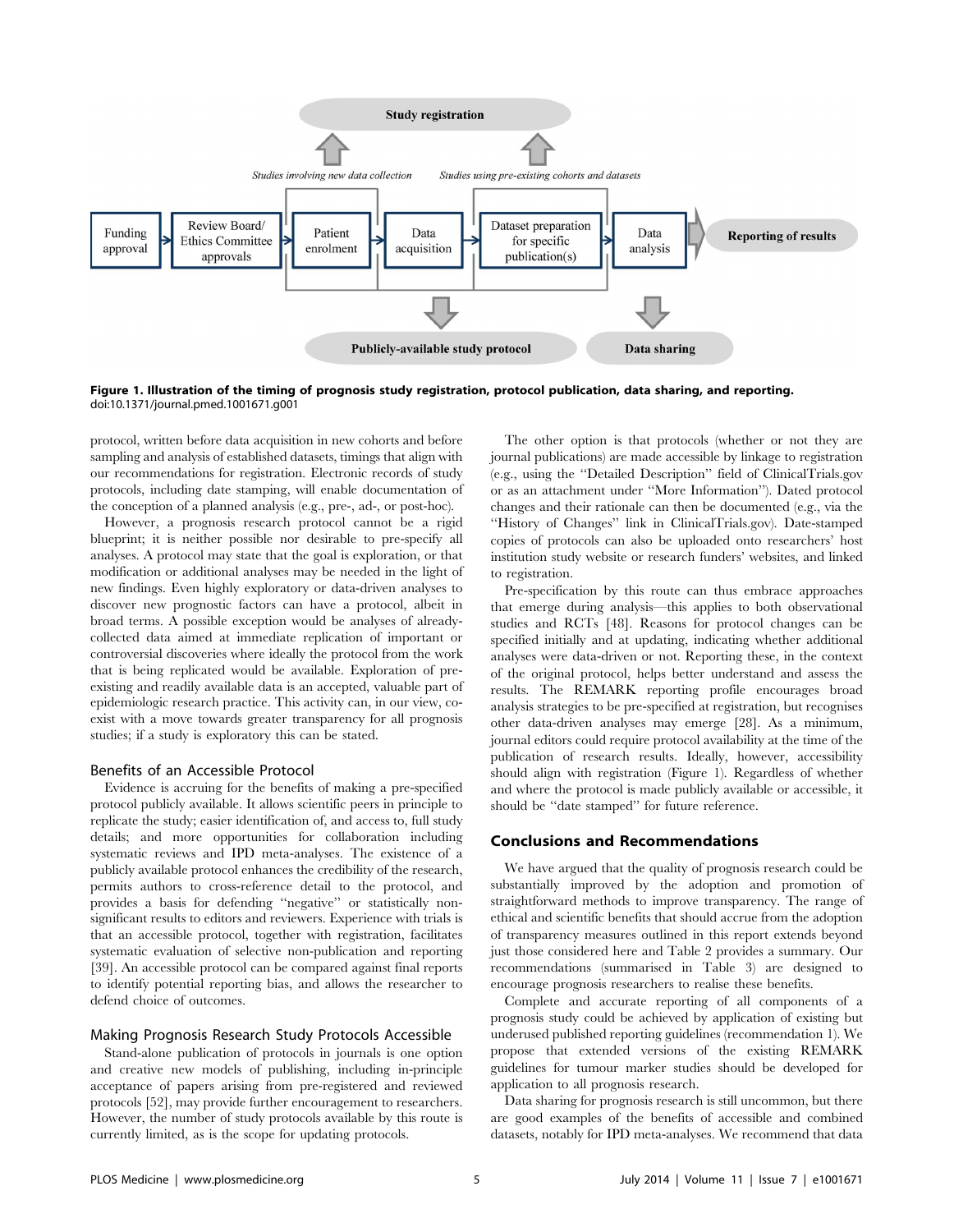**Figure 1. Illustration of the timing of prognosis study registration, protocol publication, data sharing, and reporting.**
doi:10.1371/journal.pmed.1001671.g001

protocol, written before data acquisition in new cohorts and before sampling and analysis of established datasets, timings that align with our recommendations for registration. Electronic records of study protocols, including date stamping, will enable documentation of the conception of a planned analysis (e.g., pre-, ad-, or post-hoc).

However, a prognosis research protocol cannot be a rigid blueprint; it is neither possible nor desirable to pre-specify all analyses. A protocol may state that the goal is exploration, or that modification or additional analyses may be needed in the light of new findings. Even highly exploratory or data-driven analyses to discover new prognostic factors can have a protocol, albeit in broad terms. A possible exception would be analyses of already-collected data aimed at immediate replication of important or controversial discoveries where ideally the protocol from the work that is being replicated would be available. Exploration of pre-existing and readily available data is an accepted, valuable part of epidemiologic research practice. This activity can, in our view, co-exist with a move towards greater transparency for all prognosis studies; if a study is exploratory this can be stated.

### Benefits of an Accessible Protocol

Evidence is accruing for the benefits of making a pre-specified protocol publicly available. It allows scientific peers in principle to replicate the study; easier identification of, and access to, full study details; and more opportunities for collaboration including systematic reviews and IPD meta-analyses. The existence of a publicly available protocol enhances the credibility of the research, permits authors to cross-reference detail to the protocol, and provides a basis for defending "negative" or statistically non-significant results to editors and reviewers. Experience with trials is that an accessible protocol, together with registration, facilitates systematic evaluation of selective non-publication and reporting [39]. An accessible protocol can be compared against final reports to identify potential reporting bias, and allows the researcher to defend choice of outcomes.

### Making Prognosis Research Study Protocols Accessible

Stand-alone publication of protocols in journals is one option and creative new models of publishing, including in-principle acceptance of papers arising from pre-registered and reviewed protocols [52], may provide further encouragement to researchers. However, the number of study protocols available by this route is currently limited, as is the scope for updating protocols.

The other option is that protocols (whether or not they are journal publications) are made accessible by linkage to registration (e.g., using the "Detailed Description" field of ClinicalTrials.gov or as an attachment under "More Information"). Dated protocol changes and their rationale can then be documented (e.g., via the "History of Changes" link in ClinicalTrials.gov). Date-stamped copies of protocols can also be uploaded onto researchers' host institution study website or research funders' websites, and linked to registration.

Pre-specification by this route can thus embrace approaches that emerge during analysis—this applies to both observational studies and RCTs [48]. Reasons for protocol changes can be specified initially and at updating, indicating whether additional analyses were data-driven or not. Reporting these, in the context of the original protocol, helps better understand and assess the results. The REMARK reporting profile encourages broad analysis strategies to be pre-specified at registration, but recognises other data-driven analyses may emerge [28]. As a minimum, journal editors could require protocol availability at the time of the publication of research results. Ideally, however, accessibility should align with registration (Figure 1). Regardless of whether and where the protocol is made publicly available or accessible, it should be "date stamped" for future reference.

## Conclusions and Recommendations

We have argued that the quality of prognosis research could be substantially improved by the adoption and promotion of straightforward methods to improve transparency. The range of ethical and scientific benefits that should accrue from the adoption of transparency measures outlined in this report extends beyond just those considered here and Table 2 provides a summary. Our recommendations (summarised in Table 3) are designed to encourage prognosis researchers to realise these benefits.

Complete and accurate reporting of all components of a prognosis study could be achieved by application of existing but underused published reporting guidelines (recommendation 1). We propose that extended versions of the existing REMARK guidelines for tumour marker studies should be developed for application to all prognosis research.

Data sharing for prognosis research is still uncommon, but there are good examples of the benefits of accessible and combined datasets, notably for IPD meta-analyses. We recommend that data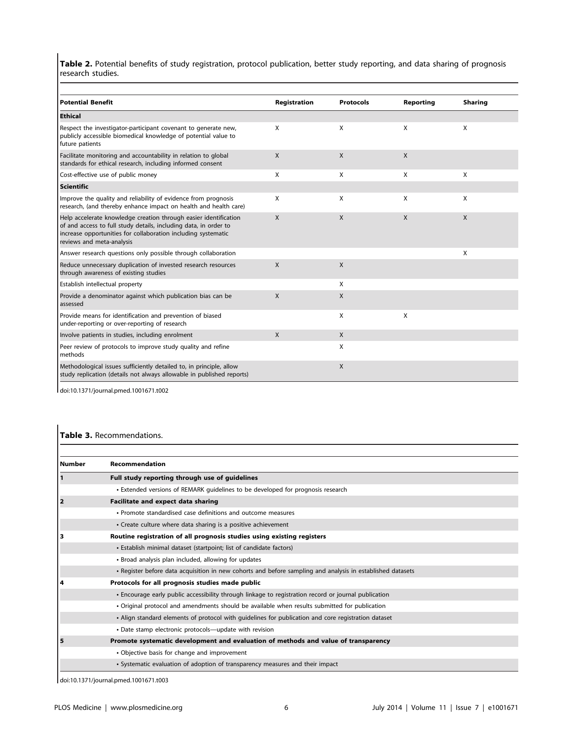**Table 2.** Potential benefits of study registration, protocol publication, better study reporting, and data sharing of prognosis research studies.

| Potential Benefit | Registration | Protocols | Reporting | Sharing |
|---|---|---|---|---|
| **Ethical** | | | | |
| Respect the investigator-participant covenant to generate new, publicly accessible biomedical knowledge of potential value to future patients | X | X | X | X |
| Facilitate monitoring and accountability in relation to global standards for ethical research, including informed consent | X | X | X | |
| Cost-effective use of public money | X | X | X | X |
| **Scientific** | | | | |
| Improve the quality and reliability of evidence from prognosis research, (and thereby enhance impact on health and health care) | X | X | X | X |
| Help accelerate knowledge creation through easier identification of and access to full study details, including data, in order to increase opportunities for collaboration including systematic reviews and meta-analysis | X | X | X | X |
| Answer research questions only possible through collaboration | | | | X |
| Reduce unnecessary duplication of invested research resources through awareness of existing studies | X | X | | |
| Establish intellectual property | | X | | |
| Provide a denominator against which publication bias can be assessed | X | X | | |
| Provide means for identification and prevention of biased under-reporting or over-reporting of research | | X | X | |
| Involve patients in studies, including enrolment | X | X | | |
| Peer review of protocols to improve study quality and refine methods | | X | | |
| Methodological issues sufficiently detailed to, in principle, allow study replication (details not always allowable in published reports) | | X | | |

doi:10.1371/journal.pmed.1001671.t002

**Table 3.** Recommendations.

| Number | Recommendation |
|---|---|
| **1** | **Full study reporting through use of guidelines** |
| | • Extended versions of REMARK guidelines to be developed for prognosis research |
| **2** | **Facilitate and expect data sharing** |
| | • Promote standardised case definitions and outcome measures |
| | • Create culture where data sharing is a positive achievement |
| **3** | **Routine registration of all prognosis studies using existing registers** |
| | • Establish minimal dataset (startpoint; list of candidate factors) |
| | • Broad analysis plan included, allowing for updates |
| | • Register before data acquisition in new cohorts and before sampling and analysis in established datasets |
| **4** | **Protocols for all prognosis studies made public** |
| | • Encourage early public accessibility through linkage to registration record or journal publication |
| | • Original protocol and amendments should be available when results submitted for publication |
| | • Align standard elements of protocol with guidelines for publication and core registration dataset |
| | • Date stamp electronic protocols—update with revision |
| **5** | **Promote systematic development and evaluation of methods and value of transparency** |
| | • Objective basis for change and improvement |
| | • Systematic evaluation of adoption of transparency measures and their impact |

doi:10.1371/journal.pmed.1001671.t003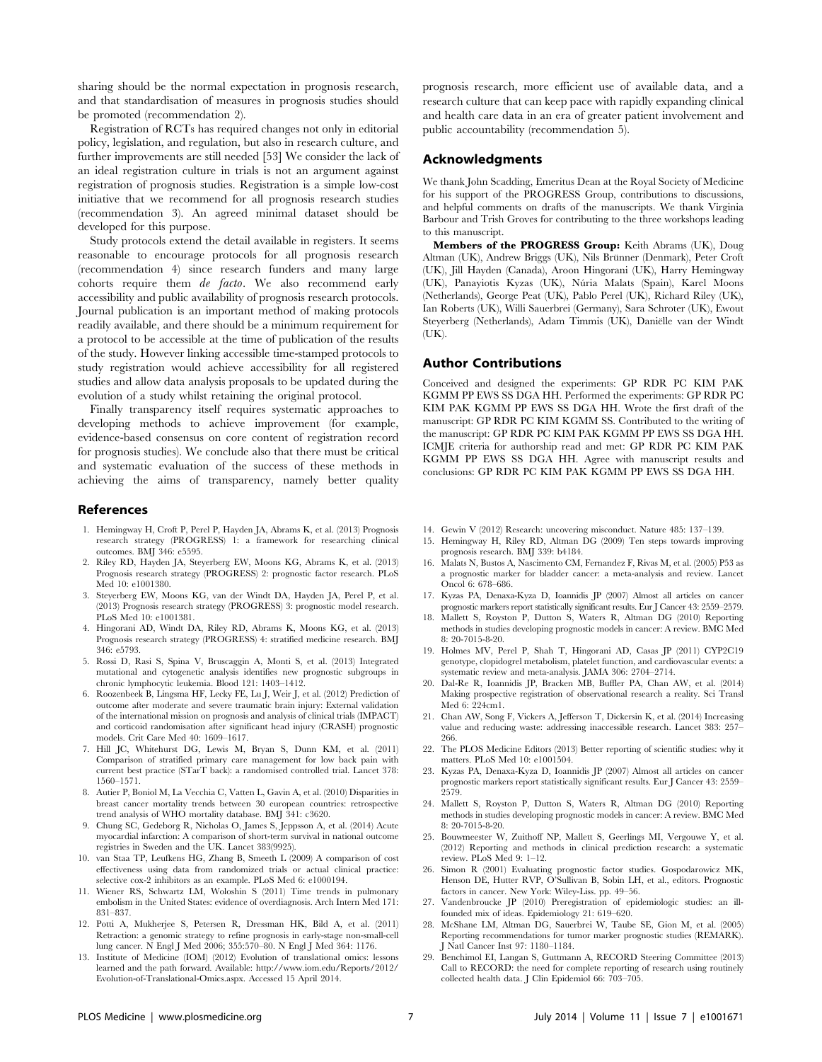sharing should be the normal expectation in prognosis research, and that standardisation of measures in prognosis studies should be promoted (recommendation 2).

Registration of RCTs has required changes not only in editorial policy, legislation, and regulation, but also in research culture, and further improvements are still needed [53] We consider the lack of an ideal registration culture in trials is not an argument against registration of prognosis studies. Registration is a simple low-cost initiative that we recommend for all prognosis research studies (recommendation 3). An agreed minimal dataset should be developed for this purpose.

Study protocols extend the detail available in registers. It seems reasonable to encourage protocols for all prognosis research (recommendation 4) since research funders and many large cohorts require them *de facto*. We also recommend early accessibility and public availability of prognosis research protocols. Journal publication is an important method of making protocols readily available, and there should be a minimum requirement for a protocol to be accessible at the time of publication of the results of the study. However linking accessible time-stamped protocols to study registration would achieve accessibility for all registered studies and allow data analysis proposals to be updated during the evolution of a study whilst retaining the original protocol.

Finally transparency itself requires systematic approaches to developing methods to achieve improvement (for example, evidence-based consensus on core content of registration record for prognosis studies). We conclude also that there must be critical and systematic evaluation of the success of these methods in achieving the aims of transparency, namely better quality prognosis research, more efficient use of available data, and a research culture that can keep pace with rapidly expanding clinical and health care data in an era of greater patient involvement and public accountability (recommendation 5).

## Acknowledgments

We thank John Scadding, Emeritus Dean at the Royal Society of Medicine for his support of the PROGRESS Group, contributions to discussions, and helpful comments on drafts of the manuscripts. We thank Virginia Barbour and Trish Groves for contributing to the three workshops leading to this manuscript.

**Members of the PROGRESS Group:** Keith Abrams (UK), Doug Altman (UK), Andrew Briggs (UK), Nils Brünner (Denmark), Peter Croft (UK), Jill Hayden (Canada), Aroon Hingorani (UK), Harry Hemingway (UK), Panayiotis Kyzas (UK), Núria Malats (Spain), Karel Moons (Netherlands), George Peat (UK), Pablo Perel (UK), Richard Riley (UK), Ian Roberts (UK), Willi Sauerbrei (Germany), Sara Schroter (UK), Ewout Steyerberg (Netherlands), Adam Timmis (UK), Daniëlle van der Windt (UK).

## Author Contributions

Conceived and designed the experiments: GP RDR PC KIM PAK KGMM PP EWS SS DGA HH. Performed the experiments: GP RDR PC KIM PAK KGMM PP EWS SS DGA HH. Wrote the first draft of the manuscript: GP RDR PC KIM KGMM SS. Contributed to the writing of the manuscript: GP RDR PC KIM PAK KGMM PP EWS SS DGA HH. ICMJE criteria for authorship read and met: GP RDR PC KIM PAK KGMM PP EWS SS DGA HH. Agree with manuscript results and conclusions: GP RDR PC KIM PAK KGMM PP EWS SS DGA HH.

## References

1. Hemingway H, Croft P, Perel P, Hayden JA, Abrams K, et al. (2013) Prognosis research strategy (PROGRESS) 1: a framework for researching clinical outcomes. BMJ 346: e5595.
2. Riley RD, Hayden JA, Steyerberg EW, Moons KG, Abrams K, et al. (2013) Prognosis research strategy (PROGRESS) 2: prognostic factor research. PLoS Med 10: e1001380.
3. Steyerberg EW, Moons KG, van der Windt DA, Hayden JA, Perel P, et al. (2013) Prognosis research strategy (PROGRESS) 3: prognostic model research. PLoS Med 10: e1001381.
4. Hingorani AD, Windt DA, Riley RD, Abrams K, Moons KG, et al. (2013) Prognosis research strategy (PROGRESS) 4: stratified medicine research. BMJ 346: e5793.
5. Rossi D, Rasi S, Spina V, Bruscaggin A, Monti S, et al. (2013) Integrated mutational and cytogenetic analysis identifies new prognostic subgroups in chronic lymphocytic leukemia. Blood 121: 1403–1412.
6. Roozenbeek B, Lingsma HF, Lecky FE, Lu J, Weir J, et al. (2012) Prediction of outcome after moderate and severe traumatic brain injury: External validation of the international mission on prognosis and analysis of clinical trials (IMPACT) and corticoid randomisation after significant head injury (CRASH) prognostic models. Crit Care Med 40: 1609–1617.
7. Hill JC, Whitehurst DG, Lewis M, Bryan S, Dunn KM, et al. (2011) Comparison of stratified primary care management for low back pain with current best practice (STarT back): a randomised controlled trial. Lancet 378: 1560–1571.
8. Autier P, Boniol M, La Vecchia C, Vatten L, Gavin A, et al. (2010) Disparities in breast cancer mortality trends between 30 european countries: retrospective trend analysis of WHO mortality database. BMJ 341: c3620.
9. Chung SC, Gedeborg R, Nicholas O, James S, Jeppsson A, et al. (2014) Acute myocardial infarction: A comparison of short-term survival in national outcome registries in Sweden and the UK. Lancet 383(9925).
10. van Staa TP, Leufkens HG, Zhang B, Smeeth L (2009) A comparison of cost effectiveness using data from randomized trials or actual clinical practice: selective cox-2 inhibitors as an example. PLoS Med 6: e1000194.
11. Wiener RS, Schwartz LM, Woloshin S (2011) Time trends in pulmonary embolism in the United States: evidence of overdiagnosis. Arch Intern Med 171: 831–837.
12. Potti A, Mukherjee S, Petersen R, Dressman HK, Bild A, et al. (2011) Retraction: a genomic strategy to refine prognosis in early-stage non-small-cell lung cancer. N Engl J Med 2006; 355:570–80. N Engl J Med 364: 1176.
13. Institute of Medicine (IOM) (2012) Evolution of translational omics: lessons learned and the path forward. Available: http://www.iom.edu/Reports/2012/Evolution-of-Translational-Omics.aspx. Accessed 15 April 2014.
14. Gewin V (2012) Research: uncovering misconduct. Nature 485: 137–139.
15. Hemingway H, Riley RD, Altman DG (2009) Ten steps towards improving prognosis research. BMJ 339: b4184.
16. Malats N, Bustos A, Nascimento CM, Fernandez F, Rivas M, et al. (2005) P53 as a prognostic marker for bladder cancer: a meta-analysis and review. Lancet Oncol 6: 678–686.
17. Kyzas PA, Denaxa-Kyza D, Ioannidis JP (2007) Almost all articles on cancer prognostic markers report statistically significant results. Eur J Cancer 43: 2559–2579.
18. Mallett S, Royston P, Dutton S, Waters R, Altman DG (2010) Reporting methods in studies developing prognostic models in cancer: A review. BMC Med 8: 20-7015-8-20.
19. Holmes MV, Perel P, Shah T, Hingorani AD, Casas JP (2011) CYP2C19 genotype, clopidogrel metabolism, platelet function, and cardiovascular events: a systematic review and meta-analysis. JAMA 306: 2704–2714.
20. Dal-Re R, Ioannidis JP, Bracken MB, Buffler PA, Chan AW, et al. (2014) Making prospective registration of observational research a reality. Sci Transl Med 6: 224cm1.
21. Chan AW, Song F, Vickers A, Jefferson T, Dickersin K, et al. (2014) Increasing value and reducing waste: addressing inaccessible research. Lancet 383: 257–266.
22. The PLOS Medicine Editors (2013) Better reporting of scientific studies: why it matters. PLoS Med 10: e1001504.
23. Kyzas PA, Denaxa-Kyza D, Ioannidis JP (2007) Almost all articles on cancer prognostic markers report statistically significant results. Eur J Cancer 43: 2559–2579.
24. Mallett S, Royston P, Dutton S, Waters R, Altman DG (2010) Reporting methods in studies developing prognostic models in cancer: A review. BMC Med 8: 20-7015-8-20.
25. Bouwmeester W, Zuithoff NP, Mallett S, Geerlings MI, Vergouwe Y, et al. (2012) Reporting and methods in clinical prediction research: a systematic review. PLoS Med 9: 1–12.
26. Simon R (2001) Evaluating prognostic factor studies. Gospodarowicz MK, Henson DE, Hutter RVP, O'Sullivan B, Sobin LH, et al., editors. Prognostic factors in cancer. New York: Wiley-Liss. pp. 49–56.
27. Vandenbroucke JP (2010) Preregistration of epidemiologic studies: an ill-founded mix of ideas. Epidemiology 21: 619–620.
28. McShane LM, Altman DG, Sauerbrei W, Taube SE, Gion M, et al. (2005) Reporting recommendations for tumor marker prognostic studies (REMARK). J Natl Cancer Inst 97: 1180–1184.
29. Benchimol EI, Langan S, Guttmann A, RECORD Steering Committee (2013) Call to RECORD: the need for complete reporting of research using routinely collected health data. J Clin Epidemiol 66: 703–705.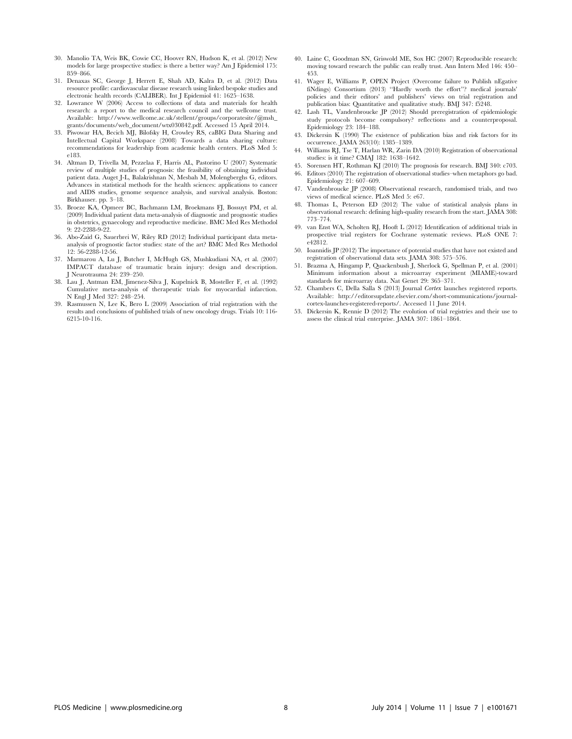30. Manolio TA, Weis BK, Cowie CC, Hoover RN, Hudson K, et al. (2012) New models for large prospective studies: is there a better way? Am J Epidemiol 175: 859–866.
31. Denaxas SC, George J, Herrett E, Shah AD, Kalra D, et al. (2012) Data resource profile: cardiovascular disease research using linked bespoke studies and electronic health records (CALIBER). Int J Epidemiol 41: 1625–1638.
32. Lowrance W (2006) Access to collections of data and materials for health research: a report to the medical research council and the wellcome trust. Available: http://www.wellcome.ac.uk/stellent/groups/corporatesite/@msh_grants/documents/web_document/wtx030842.pdf. Accessed 15 April 2014.
33. Piwowar HA, Becich MJ, Bilofsky H, Crowley RS, caBIG Data Sharing and Intellectual Capital Workspace (2008) Towards a data sharing culture: recommendations for leadership from academic health centers. PLoS Med 5: e183.
34. Altman D, Trivella M, Pezzelaa F, Harris AL, Pastorino U (2007) Systematic review of multiple studies of prognosis: the feasibility of obtaining individual patient data. Auget J-L, Balakrishnan N, Mesbah M, Molengberghs G, editors. Advances in statistical methods for the health sciences: applications to cancer and AIDS studies, genome sequence analysis, and survival analysis. Boston: Birkhauser. pp. 3–18.
35. Broeze KA, Opmeer BC, Bachmann LM, Broekmans FJ, Bossuyt PM, et al. (2009) Individual patient data meta-analysis of diagnostic and prognostic studies in obstetrics, gynaecology and reproductive medicine. BMC Med Res Methodol 9: 22-2288-9-22.
36. Abo-Zaid G, Sauerbrei W, Riley RD (2012) Individual participant data meta-analysis of prognostic factor studies: state of the art? BMC Med Res Methodol 12: 56-2288-12-56.
37. Marmarou A, Lu J, Butcher I, McHugh GS, Mushkudiani NA, et al. (2007) IMPACT database of traumatic brain injury: design and description. J Neurotrauma 24: 239–250.
38. Lau J, Antman EM, Jimenez-Silva J, Kupelnick B, Mosteller F, et al. (1992) Cumulative meta-analysis of therapeutic trials for myocardial infarction. N Engl J Med 327: 248–254.
39. Rasmussen N, Lee K, Bero L (2009) Association of trial registration with the results and conclusions of published trials of new oncology drugs. Trials 10: 116-6215-10-116.
40. Laine C, Goodman SN, Griswold ME, Sox HC (2007) Reproducible research: moving toward research the public can really trust. Ann Intern Med 146: 450–453.
41. Wager E, Williams P, OPEN Project (Overcome failure to Publish nEgative fiNdings) Consortium (2013) ''Hardly worth the effort''? medical journals' policies and their editors' and publishers' views on trial registration and publication bias: Quantitative and qualitative study. BMJ 347: f5248.
42. Lash TL, Vandenbroucke JP (2012) Should preregistration of epidemiologic study protocols become compulsory? reflections and a counterproposal. Epidemiology 23: 184–188.
43. Dickersin K (1990) The existence of publication bias and risk factors for its occurrence. JAMA 263(10): 1385–1389.
44. Williams RJ, Tse T, Harlan WR, Zarin DA (2010) Registration of observational studies: is it time? CMAJ 182: 1638–1642.
45. Sorensen HT, Rothman KJ (2010) The prognosis for research. BMJ 340: c703.
46. Editors (2010) The registration of observational studies–when metaphors go bad. Epidemiology 21: 607–609.
47. Vandenbroucke JP (2008) Observational research, randomised trials, and two views of medical science. PLoS Med 5: e67.
48. Thomas L, Peterson ED (2012) The value of statistical analysis plans in observational research: defining high-quality research from the start. JAMA 308: 773–774.
49. van Enst WA, Scholten RJ, Hooft L (2012) Identification of additional trials in prospective trial registers for Cochrane systematic reviews. PLoS ONE 7: e42812.
50. Ioannidis JP (2012) The importance of potential studies that have not existed and registration of observational data sets. JAMA 308: 575–576.
51. Brazma A, Hingamp P, Quackenbush J, Sherlock G, Spellman P, et al. (2001) Minimum information about a microarray experiment (MIAME)-toward standards for microarray data. Nat Genet 29: 365–371.
52. Chambers C, Della Salla S (2013) Journal *Cortex* launches registered reports. Available: http://editorsupdate.elsevier.com/short-communications/journal-cortex-launches-registered-reports/. Accessed 11 June 2014.
53. Dickersin K, Rennie D (2012) The evolution of trial registries and their use to assess the clinical trial enterprise. JAMA 307: 1861–1864.